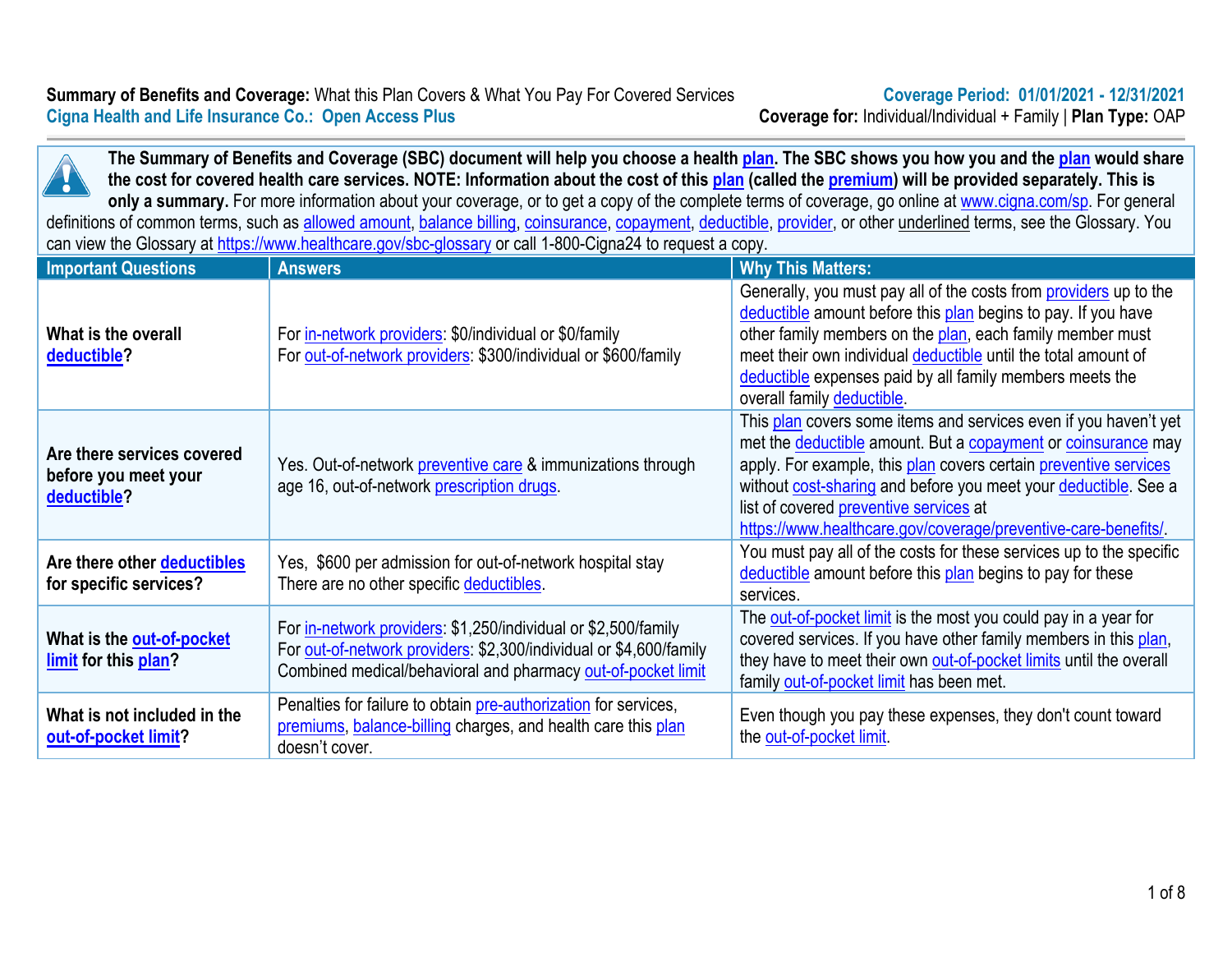**Summary of Benefits and Coverage:** What this Plan Covers & What You Pay For Covered Services
**Cigna Health and Life Insurance Co.: Open Access Plus**

**Coverage Period: 01/01/2021 - 12/31/2021**
**Coverage for:** Individual/Individual + Family | **Plan Type:** OAP

**The Summary of Benefits and Coverage (SBC) document will help you choose a health plan. The SBC shows you how you and the plan would share the cost for covered health care services. NOTE: Information about the cost of this plan (called the premium) will be provided separately. This is only a summary.** For more information about your coverage, or to get a copy of the complete terms of coverage, go online at www.cigna.com/sp. For general definitions of common terms, such as allowed amount, balance billing, coinsurance, copayment, deductible, provider, or other underlined terms, see the Glossary. You can view the Glossary at https://www.healthcare.gov/sbc-glossary or call 1-800-Cigna24 to request a copy.

| Important Questions | Answers | Why This Matters: |
|---|---|---|
| **What is the overall deductible?** | For in-network providers: $0/individual or $0/family<br>For out-of-network providers: $300/individual or $600/family | Generally, you must pay all of the costs from providers up to the deductible amount before this plan begins to pay. If you have other family members on the plan, each family member must meet their own individual deductible until the total amount of deductible expenses paid by all family members meets the overall family deductible. |
| **Are there services covered before you meet your deductible?** | Yes. Out-of-network preventive care & immunizations through age 16, out-of-network prescription drugs. | This plan covers some items and services even if you haven't yet met the deductible amount. But a copayment or coinsurance may apply. For example, this plan covers certain preventive services without cost-sharing and before you meet your deductible. See a list of covered preventive services at https://www.healthcare.gov/coverage/preventive-care-benefits/. |
| **Are there other deductibles for specific services?** | Yes, $600 per admission for out-of-network hospital stay<br>There are no other specific deductibles. | You must pay all of the costs for these services up to the specific deductible amount before this plan begins to pay for these services. |
| **What is the out-of-pocket limit for this plan?** | For in-network providers: $1,250/individual or $2,500/family<br>For out-of-network providers: $2,300/individual or $4,600/family<br>Combined medical/behavioral and pharmacy out-of-pocket limit | The out-of-pocket limit is the most you could pay in a year for covered services. If you have other family members in this plan, they have to meet their own out-of-pocket limits until the overall family out-of-pocket limit has been met. |
| **What is not included in the out-of-pocket limit?** | Penalties for failure to obtain pre-authorization for services, premiums, balance-billing charges, and health care this plan doesn't cover. | Even though you pay these expenses, they don't count toward the out-of-pocket limit. |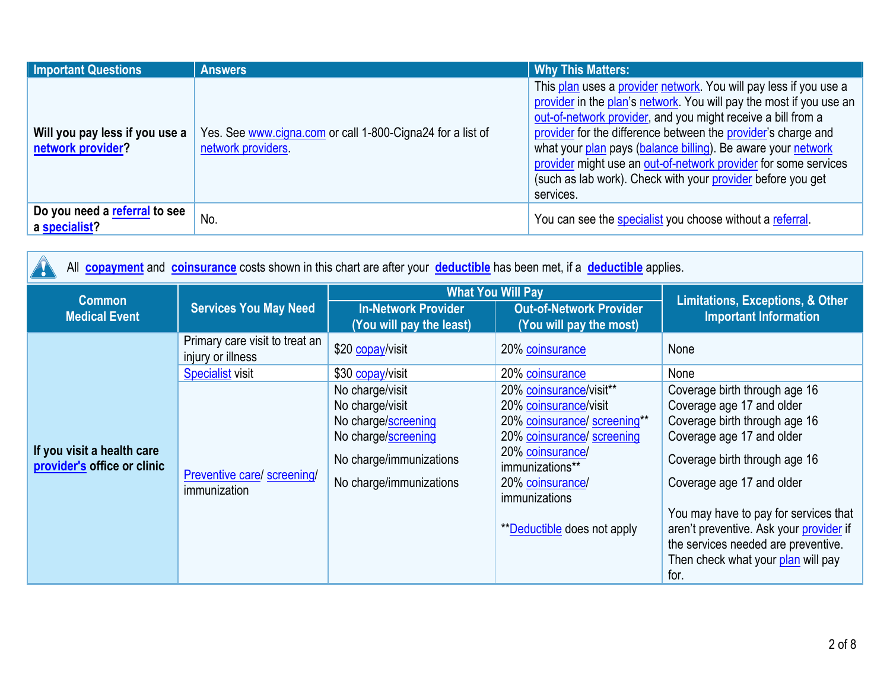| Important Questions | Answers | Why This Matters: |
|---|---|---|
| **Will you pay less if you use a network provider?** | Yes. See www.cigna.com or call 1-800-Cigna24 for a list of network providers. | This plan uses a provider network. You will pay less if you use a provider in the plan's network. You will pay the most if you use an out-of-network provider, and you might receive a bill from a provider for the difference between the provider's charge and what your plan pays (balance billing). Be aware your network provider might use an out-of-network provider for some services (such as lab work). Check with your provider before you get services. |
| **Do you need a referral to see a specialist?** | No. | You can see the specialist you choose without a referral. |

All **copayment** and **coinsurance** costs shown in this chart are after your **deductible** has been met, if a **deductible** applies.

| Common Medical Event | Services You May Need | What You Will Pay | | Limitations, Exceptions, & Other Important Information |
|---|---|---|---|---|
| | | In-Network Provider (You will pay the least) | Out-of-Network Provider (You will pay the most) | |
| If you visit a health care provider's office or clinic | Primary care visit to treat an injury or illness | $20 copay/visit | 20% coinsurance | None |
| | Specialist visit | $30 copay/visit | 20% coinsurance | None |
| | Preventive care/ screening/ immunization | No charge/visit<br>No charge/visit<br>No charge/screening<br>No charge/screening<br>No charge/immunizations<br>No charge/immunizations | 20% coinsurance/visit**<br>20% coinsurance/visit<br>20% coinsurance/ screening**<br>20% coinsurance/ screening<br>20% coinsurance/ immunizations**<br>20% coinsurance/ immunizations<br><br>**Deductible does not apply | Coverage birth through age 16<br>Coverage age 17 and older<br>Coverage birth through age 16<br>Coverage age 17 and older<br>Coverage birth through age 16<br>Coverage age 17 and older<br><br>You may have to pay for services that aren't preventive. Ask your provider if the services needed are preventive. Then check what your plan will pay for. |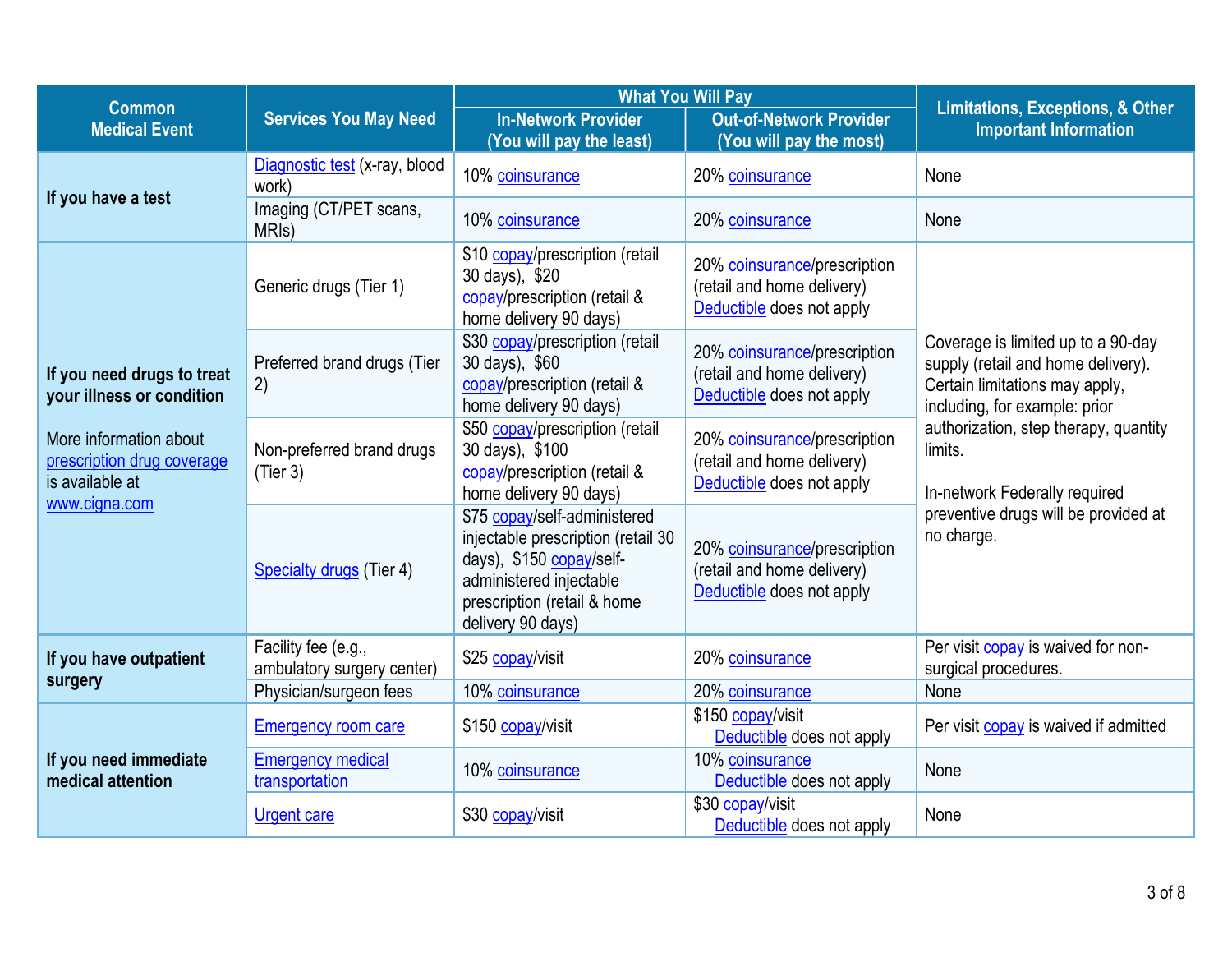| Common Medical Event | Services You May Need | What You Will Pay | | Limitations, Exceptions, & Other Important Information |
|---|---|---|---|---|
| | | In-Network Provider (You will pay the least) | Out-of-Network Provider (You will pay the most) | |
| If you have a test | Diagnostic test (x-ray, blood work) | 10% coinsurance | 20% coinsurance | None |
| | Imaging (CT/PET scans, MRIs) | 10% coinsurance | 20% coinsurance | None |
| If you need drugs to treat your illness or condition<br><br>More information about prescription drug coverage is available at www.cigna.com | Generic drugs (Tier 1) | $10 copay/prescription (retail 30 days), $20 copay/prescription (retail & home delivery 90 days) | 20% coinsurance/prescription (retail and home delivery)<br>Deductible does not apply | Coverage is limited up to a 90-day supply (retail and home delivery). Certain limitations may apply, including, for example: prior authorization, step therapy, quantity limits.<br><br>In-network Federally required preventive drugs will be provided at no charge. |
| | Preferred brand drugs (Tier 2) | $30 copay/prescription (retail 30 days), $60 copay/prescription (retail & home delivery 90 days) | 20% coinsurance/prescription (retail and home delivery)<br>Deductible does not apply | |
| | Non-preferred brand drugs (Tier 3) | $50 copay/prescription (retail 30 days), $100 copay/prescription (retail & home delivery 90 days) | 20% coinsurance/prescription (retail and home delivery)<br>Deductible does not apply | |
| | Specialty drugs (Tier 4) | $75 copay/self-administered injectable prescription (retail 30 days), $150 copay/self-administered injectable prescription (retail & home delivery 90 days) | 20% coinsurance/prescription (retail and home delivery)<br>Deductible does not apply | |
| If you have outpatient surgery | Facility fee (e.g., ambulatory surgery center) | $25 copay/visit | 20% coinsurance | Per visit copay is waived for non-surgical procedures. |
| | Physician/surgeon fees | 10% coinsurance | 20% coinsurance | None |
| If you need immediate medical attention | Emergency room care | $150 copay/visit | $150 copay/visit<br>Deductible does not apply | Per visit copay is waived if admitted |
| | Emergency medical transportation | 10% coinsurance | 10% coinsurance<br>Deductible does not apply | None |
| | Urgent care | $30 copay/visit | $30 copay/visit<br>Deductible does not apply | None |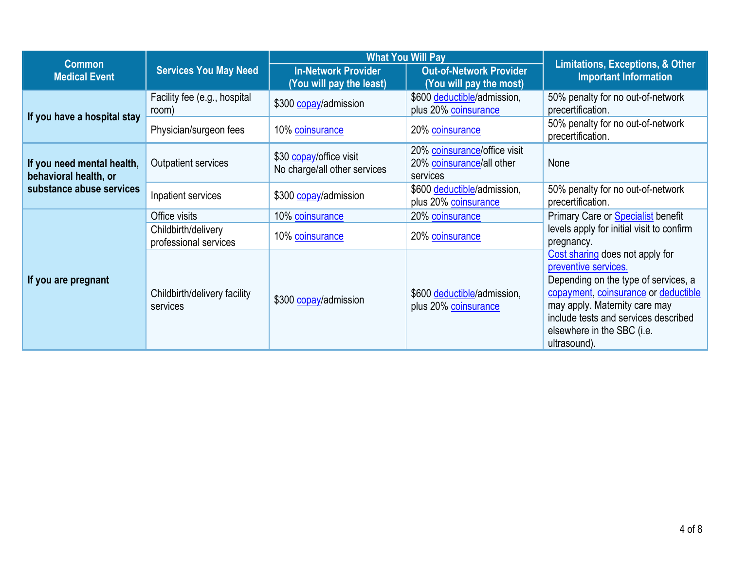| Common Medical Event | Services You May Need | What You Will Pay | | Limitations, Exceptions, & Other Important Information |
|---|---|---|---|---|
| | | In-Network Provider (You will pay the least) | Out-of-Network Provider (You will pay the most) | |
| If you have a hospital stay | Facility fee (e.g., hospital room) | $300 copay/admission | $600 deductible/admission, plus 20% coinsurance | 50% penalty for no out-of-network precertification. |
| | Physician/surgeon fees | 10% coinsurance | 20% coinsurance | 50% penalty for no out-of-network precertification. |
| If you need mental health, behavioral health, or substance abuse services | Outpatient services | $30 copay/office visit<br>No charge/all other services | 20% coinsurance/office visit<br>20% coinsurance/all other services | None |
| | Inpatient services | $300 copay/admission | $600 deductible/admission, plus 20% coinsurance | 50% penalty for no out-of-network precertification. |
| If you are pregnant | Office visits | 10% coinsurance | 20% coinsurance | Primary Care or Specialist benefit levels apply for initial visit to confirm pregnancy.<br>Cost sharing does not apply for preventive services.<br>Depending on the type of services, a copayment, coinsurance or deductible may apply. Maternity care may include tests and services described elsewhere in the SBC (i.e. ultrasound). |
| | Childbirth/delivery professional services | 10% coinsurance | 20% coinsurance | |
| | Childbirth/delivery facility services | $300 copay/admission | $600 deductible/admission, plus 20% coinsurance | |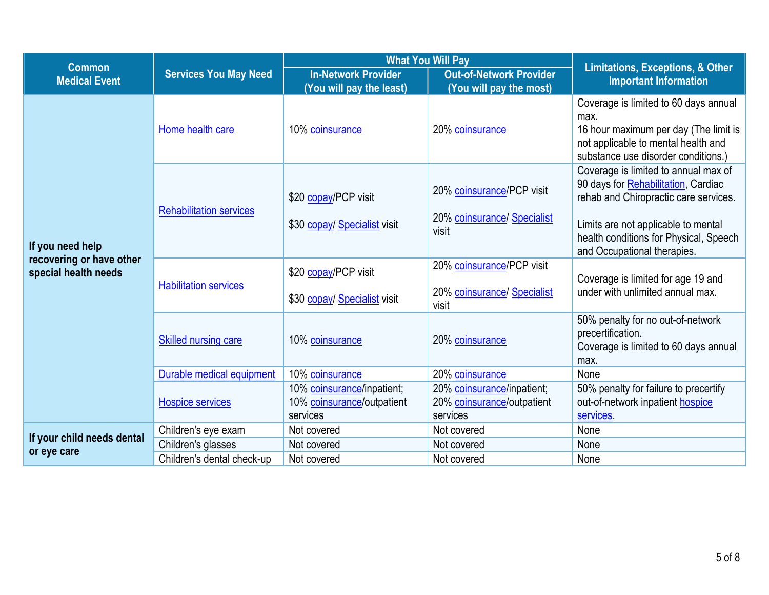| Common Medical Event | Services You May Need | What You Will Pay | | Limitations, Exceptions, & Other Important Information |
|---|---|---|---|---|
| | | In-Network Provider (You will pay the least) | Out-of-Network Provider (You will pay the most) | |
| If you need help recovering or have other special health needs | Home health care | 10% coinsurance | 20% coinsurance | Coverage is limited to 60 days annual max. 16 hour maximum per day (The limit is not applicable to mental health and substance use disorder conditions.) |
| | Rehabilitation services | $20 copay/PCP visit<br><br>$30 copay/ Specialist visit | 20% coinsurance/PCP visit<br><br>20% coinsurance/ Specialist visit | Coverage is limited to annual max of 90 days for Rehabilitation, Cardiac rehab and Chiropractic care services.<br><br>Limits are not applicable to mental health conditions for Physical, Speech and Occupational therapies. |
| | Habilitation services | $20 copay/PCP visit<br><br>$30 copay/ Specialist visit | 20% coinsurance/PCP visit<br><br>20% coinsurance/ Specialist visit | Coverage is limited for age 19 and under with unlimited annual max. |
| | Skilled nursing care | 10% coinsurance | 20% coinsurance | 50% penalty for no out-of-network precertification. Coverage is limited to 60 days annual max. |
| | Durable medical equipment | 10% coinsurance | 20% coinsurance | None |
| | Hospice services | 10% coinsurance/inpatient; 10% coinsurance/outpatient services | 20% coinsurance/inpatient; 20% coinsurance/outpatient services | 50% penalty for failure to precertify out-of-network inpatient hospice services. |
| If your child needs dental or eye care | Children's eye exam | Not covered | Not covered | None |
| | Children's glasses | Not covered | Not covered | None |
| | Children's dental check-up | Not covered | Not covered | None |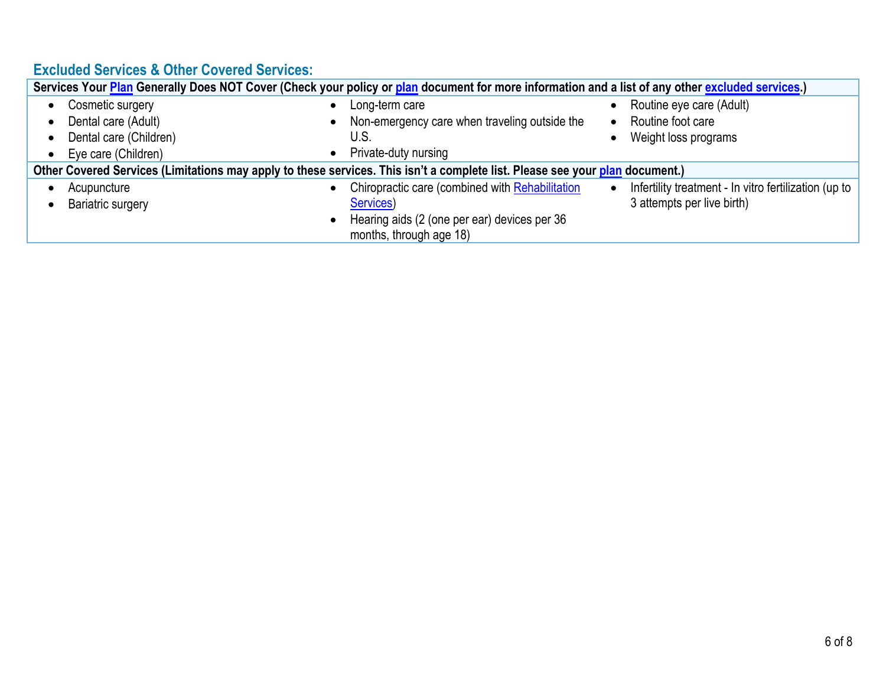## Excluded Services & Other Covered Services:

**Services Your Plan Generally Does NOT Cover (Check your policy or plan document for more information and a list of any other excluded services.)**

- Cosmetic surgery
- Dental care (Adult)
- Dental care (Children)
- Eye care (Children)
- Long-term care
- Non-emergency care when traveling outside the U.S.
- Private-duty nursing
- Routine eye care (Adult)
- Routine foot care
- Weight loss programs

**Other Covered Services (Limitations may apply to these services. This isn't a complete list. Please see your plan document.)**

- Acupuncture
- Bariatric surgery
- Chiropractic care (combined with Rehabilitation Services)
- Hearing aids (2 (one per ear) devices per 36 months, through age 18)
- Infertility treatment - In vitro fertilization (up to 3 attempts per live birth)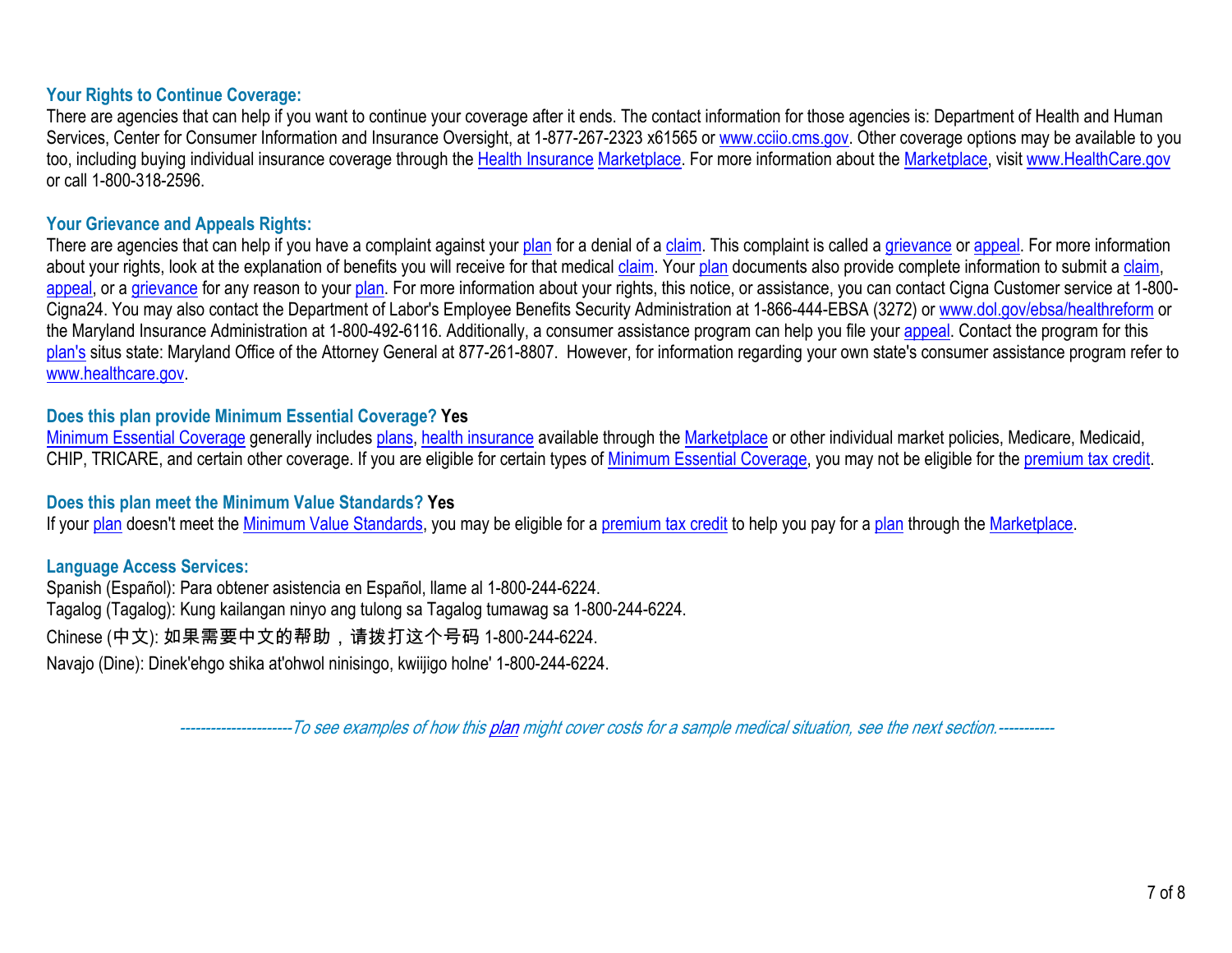**Your Rights to Continue Coverage:**

There are agencies that can help if you want to continue your coverage after it ends. The contact information for those agencies is: Department of Health and Human Services, Center for Consumer Information and Insurance Oversight, at 1-877-267-2323 x61565 or www.cciio.cms.gov. Other coverage options may be available to you too, including buying individual insurance coverage through the Health Insurance Marketplace. For more information about the Marketplace, visit www.HealthCare.gov or call 1-800-318-2596.

**Your Grievance and Appeals Rights:**

There are agencies that can help if you have a complaint against your plan for a denial of a claim. This complaint is called a grievance or appeal. For more information about your rights, look at the explanation of benefits you will receive for that medical claim. Your plan documents also provide complete information to submit a claim, appeal, or a grievance for any reason to your plan. For more information about your rights, this notice, or assistance, you can contact Cigna Customer service at 1-800-Cigna24. You may also contact the Department of Labor's Employee Benefits Security Administration at 1-866-444-EBSA (3272) or www.dol.gov/ebsa/healthreform or the Maryland Insurance Administration at 1-800-492-6116. Additionally, a consumer assistance program can help you file your appeal. Contact the program for this plan's situs state: Maryland Office of the Attorney General at 877-261-8807. However, for information regarding your own state's consumer assistance program refer to www.healthcare.gov.

**Does this plan provide Minimum Essential Coverage? Yes**

Minimum Essential Coverage generally includes plans, health insurance available through the Marketplace or other individual market policies, Medicare, Medicaid, CHIP, TRICARE, and certain other coverage. If you are eligible for certain types of Minimum Essential Coverage, you may not be eligible for the premium tax credit.

**Does this plan meet the Minimum Value Standards? Yes**

If your plan doesn't meet the Minimum Value Standards, you may be eligible for a premium tax credit to help you pay for a plan through the Marketplace.

**Language Access Services:**

Spanish (Español): Para obtener asistencia en Español, llame al 1-800-244-6224.
Tagalog (Tagalog): Kung kailangan ninyo ang tulong sa Tagalog tumawag sa 1-800-244-6224.
Chinese (中文): 如果需要中文的帮助，请拨打这个号码 1-800-244-6224.
Navajo (Dine): Dinek'ehgo shika at'ohwol ninisingo, kwiijigo holne' 1-800-244-6224.

*---------------------To see examples of how this plan might cover costs for a sample medical situation, see the next section.-----------*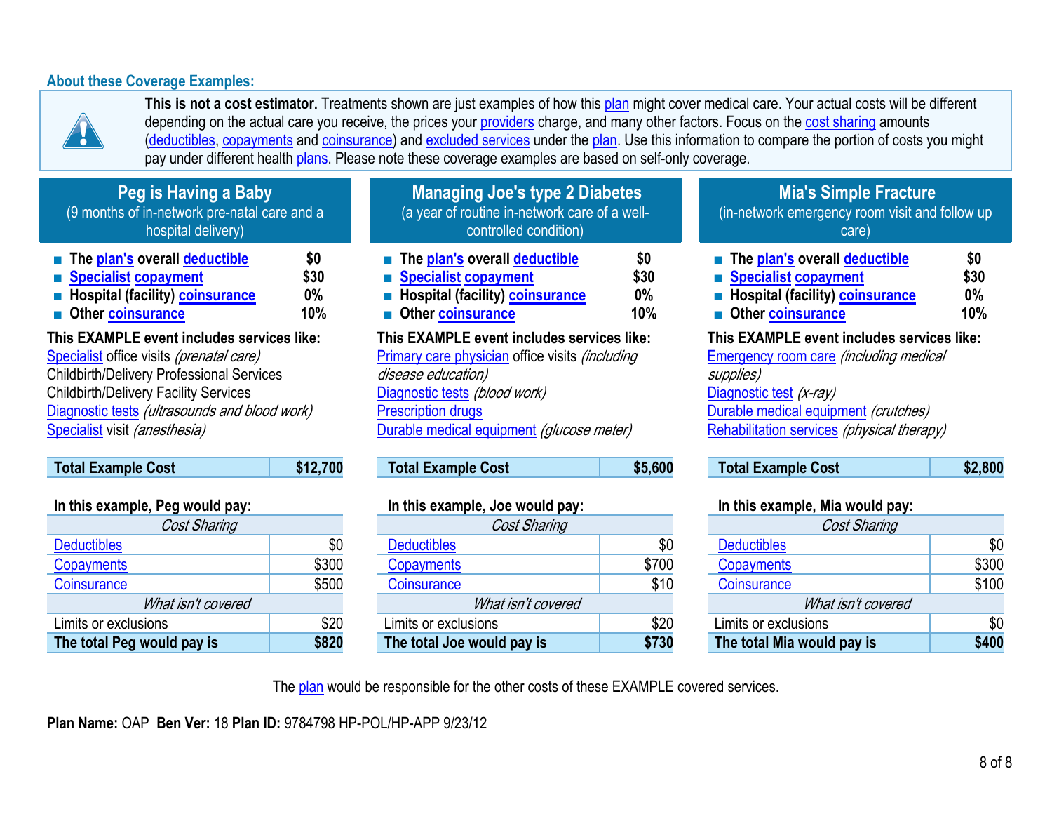### About these Coverage Examples:

**This is not a cost estimator.** Treatments shown are just examples of how this plan might cover medical care. Your actual costs will be different depending on the actual care you receive, the prices your providers charge, and many other factors. Focus on the cost sharing amounts (deductibles, copayments and coinsurance) and excluded services under the plan. Use this information to compare the portion of costs you might pay under different health plans. Please note these coverage examples are based on self-only coverage.

## Peg is Having a Baby

(9 months of in-network pre-natal care and a hospital delivery)

- **The plan's overall deductible** **$0**
- **Specialist copayment** **$30**
- **Hospital (facility) coinsurance** **0%**
- **Other coinsurance** **10%**

**This EXAMPLE event includes services like:**
Specialist office visits *(prenatal care)*
Childbirth/Delivery Professional Services
Childbirth/Delivery Facility Services
Diagnostic tests *(ultrasounds and blood work)*
Specialist visit *(anesthesia)*

| **Total Example Cost** | **$12,700** |
|---|---|

**In this example, Peg would pay:**

| *Cost Sharing* | |
|---|---|
| Deductibles | $0 |
| Copayments | $300 |
| Coinsurance | $500 |
| *What isn't covered* | |
| Limits or exclusions | $20 |
| **The total Peg would pay is** | **$820** |

## Managing Joe's type 2 Diabetes

(a year of routine in-network care of a well-controlled condition)

- **The plan's overall deductible** **$0**
- **Specialist copayment** **$30**
- **Hospital (facility) coinsurance** **0%**
- **Other coinsurance** **10%**

**This EXAMPLE event includes services like:**
Primary care physician office visits *(including disease education)*
Diagnostic tests *(blood work)*
Prescription drugs
Durable medical equipment *(glucose meter)*

| **Total Example Cost** | **$5,600** |
|---|---|

**In this example, Joe would pay:**

| *Cost Sharing* | |
|---|---|
| Deductibles | $0 |
| Copayments | $700 |
| Coinsurance | $10 |
| *What isn't covered* | |
| Limits or exclusions | $20 |
| **The total Joe would pay is** | **$730** |

## Mia's Simple Fracture

(in-network emergency room visit and follow up care)

- **The plan's overall deductible** **$0**
- **Specialist copayment** **$30**
- **Hospital (facility) coinsurance** **0%**
- **Other coinsurance** **10%**

**This EXAMPLE event includes services like:**
Emergency room care *(including medical supplies)*
Diagnostic test *(x-ray)*
Durable medical equipment *(crutches)*
Rehabilitation services *(physical therapy)*

| **Total Example Cost** | **$2,800** |
|---|---|

**In this example, Mia would pay:**

| *Cost Sharing* | |
|---|---|
| Deductibles | $0 |
| Copayments | $300 |
| Coinsurance | $100 |
| *What isn't covered* | |
| Limits or exclusions | $0 |
| **The total Mia would pay is** | **$400** |

The plan would be responsible for the other costs of these EXAMPLE covered services.

**Plan Name:** OAP **Ben Ver:** 18 **Plan ID:** 9784798 HP-POL/HP-APP 9/23/12